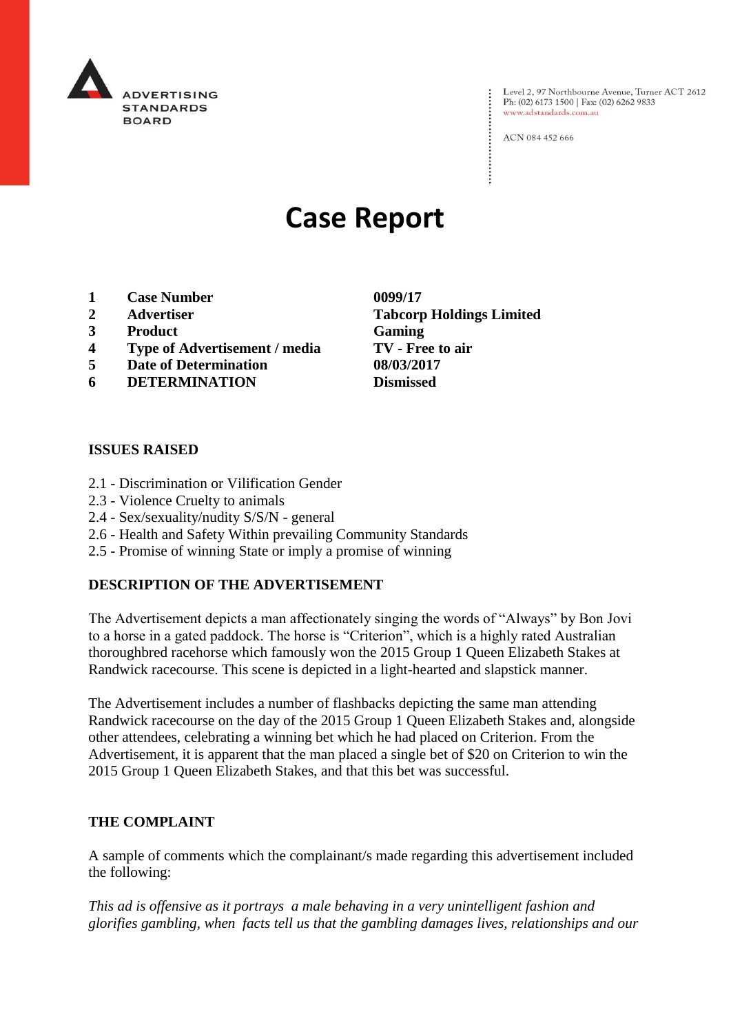ADVERTISING STANDARDS BOARD

Level 2, 97 Northbourne Avenue, Turner ACT 2612
Ph: (02) 6173 1500 | Fax: (02) 6262 9833
www.adstandards.com.au

ACN 084 452 666

# Case Report

| | | |
|---|---|---|
| **1** | **Case Number** | **0099/17** |
| **2** | **Advertiser** | **Tabcorp Holdings Limited** |
| **3** | **Product** | **Gaming** |
| **4** | **Type of Advertisement / media** | **TV - Free to air** |
| **5** | **Date of Determination** | **08/03/2017** |
| **6** | **DETERMINATION** | **Dismissed** |

## ISSUES RAISED

2.1 - Discrimination or Vilification Gender
2.3 - Violence Cruelty to animals
2.4 - Sex/sexuality/nudity S/S/N - general
2.6 - Health and Safety Within prevailing Community Standards
2.5 - Promise of winning State or imply a promise of winning

## DESCRIPTION OF THE ADVERTISEMENT

The Advertisement depicts a man affectionately singing the words of "Always" by Bon Jovi to a horse in a gated paddock. The horse is "Criterion", which is a highly rated Australian thoroughbred racehorse which famously won the 2015 Group 1 Queen Elizabeth Stakes at Randwick racecourse. This scene is depicted in a light-hearted and slapstick manner.

The Advertisement includes a number of flashbacks depicting the same man attending Randwick racecourse on the day of the 2015 Group 1 Queen Elizabeth Stakes and, alongside other attendees, celebrating a winning bet which he had placed on Criterion. From the Advertisement, it is apparent that the man placed a single bet of $20 on Criterion to win the 2015 Group 1 Queen Elizabeth Stakes, and that this bet was successful.

## THE COMPLAINT

A sample of comments which the complainant/s made regarding this advertisement included the following:

*This ad is offensive as it portrays a male behaving in a very unintelligent fashion and glorifies gambling, when facts tell us that the gambling damages lives, relationships and our*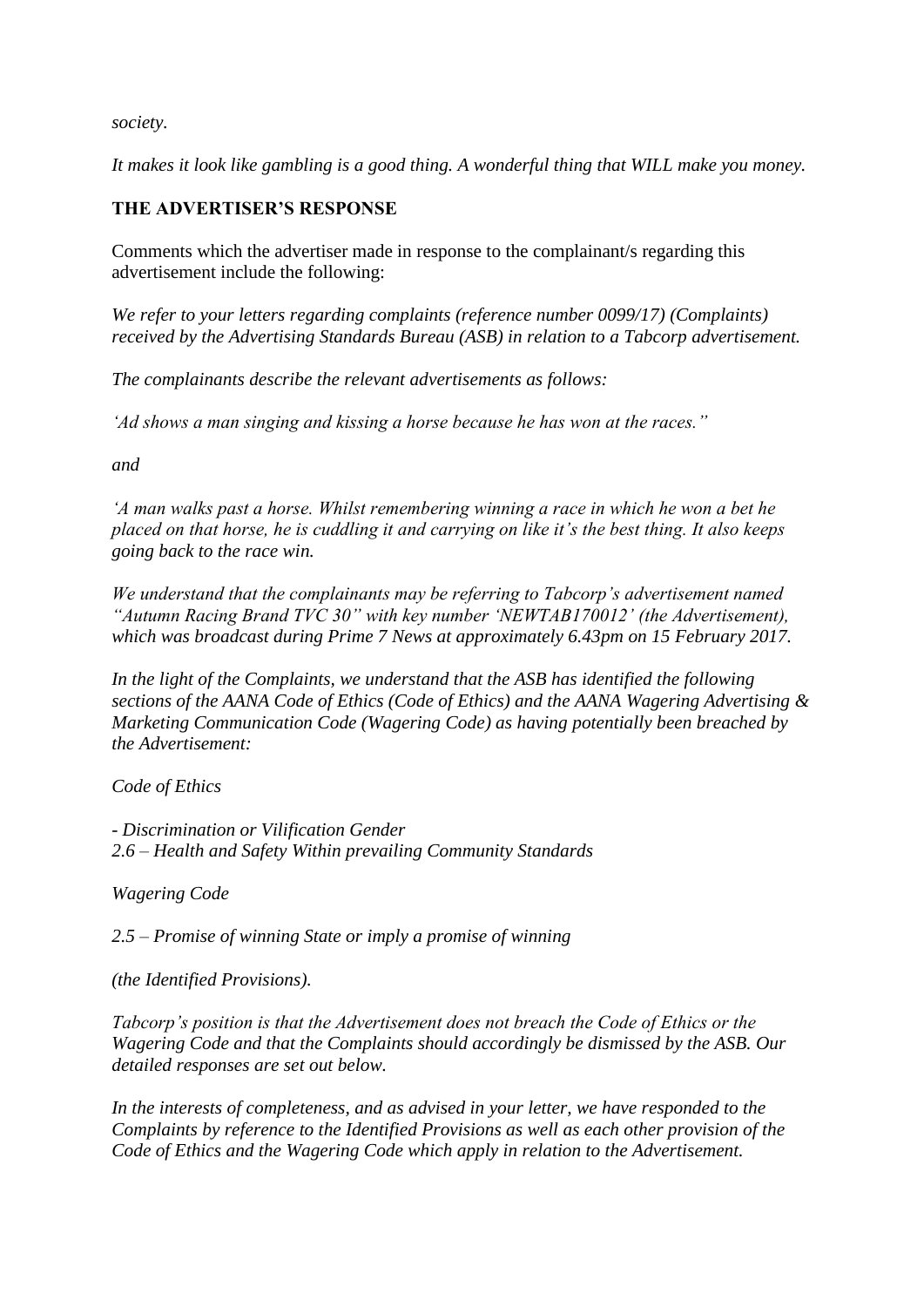*society.*

*It makes it look like gambling is a good thing. A wonderful thing that WILL make you money.*

**THE ADVERTISER'S RESPONSE**

Comments which the advertiser made in response to the complainant/s regarding this advertisement include the following:

*We refer to your letters regarding complaints (reference number 0099/17) (Complaints) received by the Advertising Standards Bureau (ASB) in relation to a Tabcorp advertisement.*

*The complainants describe the relevant advertisements as follows:*

*'Ad shows a man singing and kissing a horse because he has won at the races."*

*and*

*'A man walks past a horse. Whilst remembering winning a race in which he won a bet he placed on that horse, he is cuddling it and carrying on like it's the best thing. It also keeps going back to the race win.*

*We understand that the complainants may be referring to Tabcorp's advertisement named "Autumn Racing Brand TVC 30" with key number 'NEWTAB170012' (the Advertisement), which was broadcast during Prime 7 News at approximately 6.43pm on 15 February 2017.*

*In the light of the Complaints, we understand that the ASB has identified the following sections of the AANA Code of Ethics (Code of Ethics) and the AANA Wagering Advertising & Marketing Communication Code (Wagering Code) as having potentially been breached by the Advertisement:*

*Code of Ethics*

*- Discrimination or Vilification Gender*
*2.6 – Health and Safety Within prevailing Community Standards*

*Wagering Code*

*2.5 – Promise of winning State or imply a promise of winning*

*(the Identified Provisions).*

*Tabcorp's position is that the Advertisement does not breach the Code of Ethics or the Wagering Code and that the Complaints should accordingly be dismissed by the ASB. Our detailed responses are set out below.*

*In the interests of completeness, and as advised in your letter, we have responded to the Complaints by reference to the Identified Provisions as well as each other provision of the Code of Ethics and the Wagering Code which apply in relation to the Advertisement.*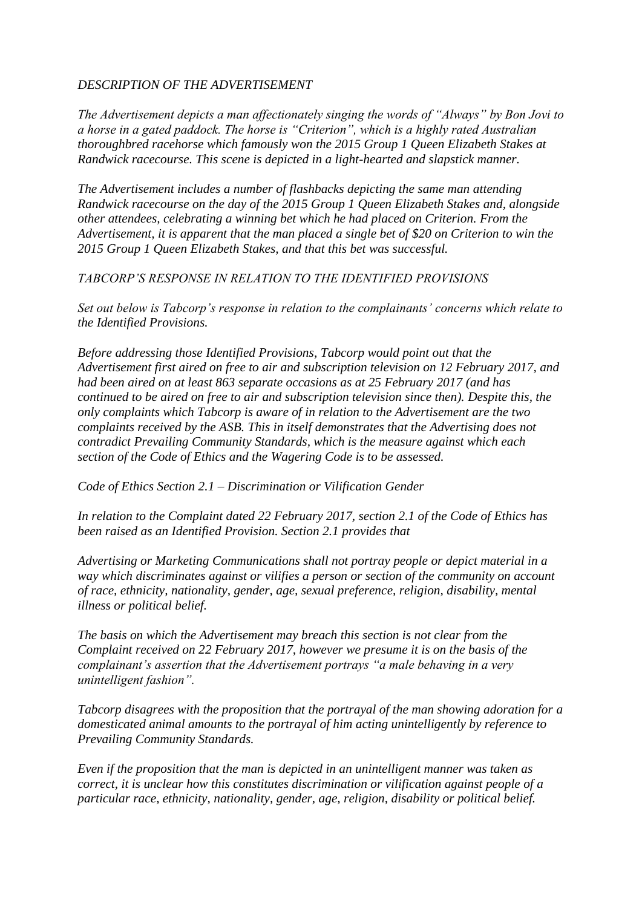*DESCRIPTION OF THE ADVERTISEMENT*

*The Advertisement depicts a man affectionately singing the words of "Always" by Bon Jovi to a horse in a gated paddock. The horse is "Criterion", which is a highly rated Australian thoroughbred racehorse which famously won the 2015 Group 1 Queen Elizabeth Stakes at Randwick racecourse. This scene is depicted in a light-hearted and slapstick manner.*

*The Advertisement includes a number of flashbacks depicting the same man attending Randwick racecourse on the day of the 2015 Group 1 Queen Elizabeth Stakes and, alongside other attendees, celebrating a winning bet which he had placed on Criterion. From the Advertisement, it is apparent that the man placed a single bet of $20 on Criterion to win the 2015 Group 1 Queen Elizabeth Stakes, and that this bet was successful.*

*TABCORP'S RESPONSE IN RELATION TO THE IDENTIFIED PROVISIONS*

*Set out below is Tabcorp's response in relation to the complainants' concerns which relate to the Identified Provisions.*

*Before addressing those Identified Provisions, Tabcorp would point out that the Advertisement first aired on free to air and subscription television on 12 February 2017, and had been aired on at least 863 separate occasions as at 25 February 2017 (and has continued to be aired on free to air and subscription television since then). Despite this, the only complaints which Tabcorp is aware of in relation to the Advertisement are the two complaints received by the ASB. This in itself demonstrates that the Advertising does not contradict Prevailing Community Standards, which is the measure against which each section of the Code of Ethics and the Wagering Code is to be assessed.*

*Code of Ethics Section 2.1 – Discrimination or Vilification Gender*

*In relation to the Complaint dated 22 February 2017, section 2.1 of the Code of Ethics has been raised as an Identified Provision. Section 2.1 provides that*

*Advertising or Marketing Communications shall not portray people or depict material in a way which discriminates against or vilifies a person or section of the community on account of race, ethnicity, nationality, gender, age, sexual preference, religion, disability, mental illness or political belief.*

*The basis on which the Advertisement may breach this section is not clear from the Complaint received on 22 February 2017, however we presume it is on the basis of the complainant's assertion that the Advertisement portrays "a male behaving in a very unintelligent fashion".*

*Tabcorp disagrees with the proposition that the portrayal of the man showing adoration for a domesticated animal amounts to the portrayal of him acting unintelligently by reference to Prevailing Community Standards.*

*Even if the proposition that the man is depicted in an unintelligent manner was taken as correct, it is unclear how this constitutes discrimination or vilification against people of a particular race, ethnicity, nationality, gender, age, religion, disability or political belief.*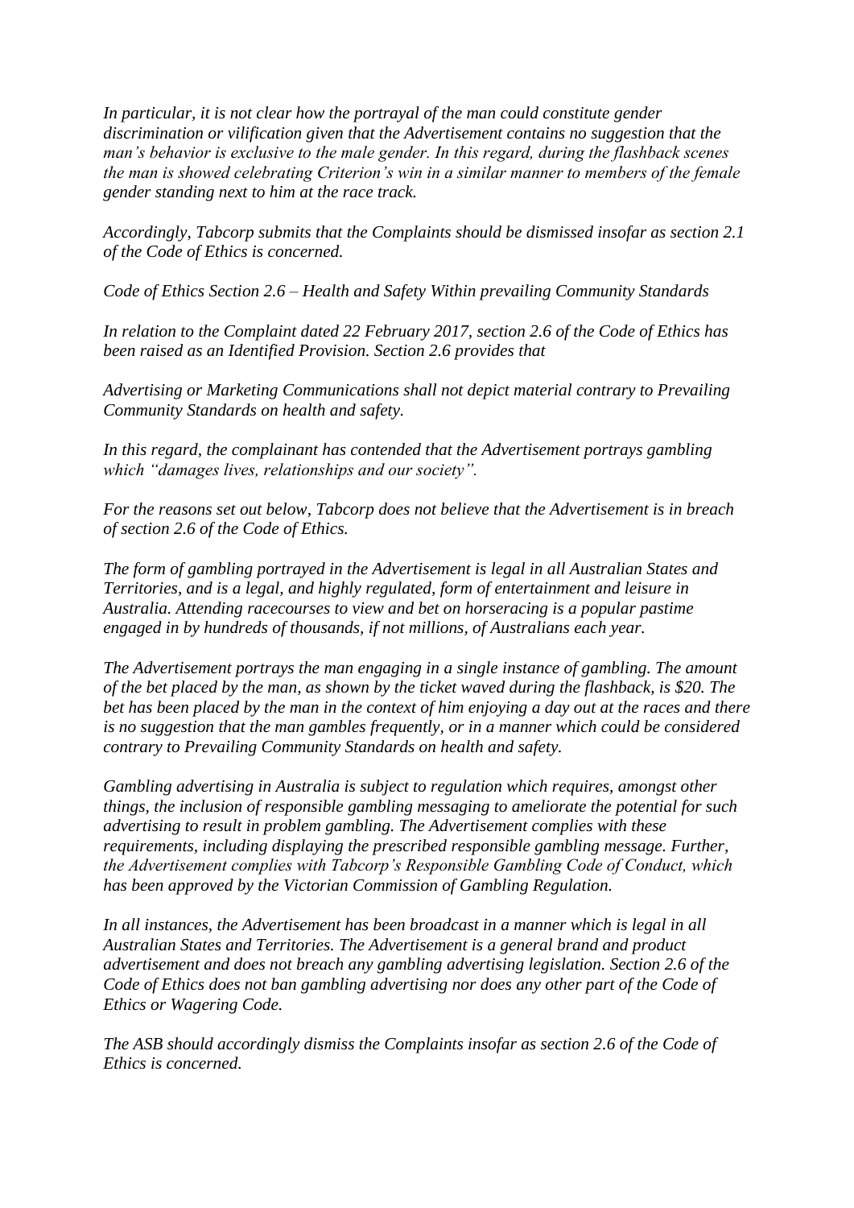*In particular, it is not clear how the portrayal of the man could constitute gender discrimination or vilification given that the Advertisement contains no suggestion that the man's behavior is exclusive to the male gender. In this regard, during the flashback scenes the man is showed celebrating Criterion's win in a similar manner to members of the female gender standing next to him at the race track.*

*Accordingly, Tabcorp submits that the Complaints should be dismissed insofar as section 2.1 of the Code of Ethics is concerned.*

*Code of Ethics Section 2.6 – Health and Safety Within prevailing Community Standards*

*In relation to the Complaint dated 22 February 2017, section 2.6 of the Code of Ethics has been raised as an Identified Provision. Section 2.6 provides that*

*Advertising or Marketing Communications shall not depict material contrary to Prevailing Community Standards on health and safety.*

*In this regard, the complainant has contended that the Advertisement portrays gambling which "damages lives, relationships and our society".*

*For the reasons set out below, Tabcorp does not believe that the Advertisement is in breach of section 2.6 of the Code of Ethics.*

*The form of gambling portrayed in the Advertisement is legal in all Australian States and Territories, and is a legal, and highly regulated, form of entertainment and leisure in Australia. Attending racecourses to view and bet on horseracing is a popular pastime engaged in by hundreds of thousands, if not millions, of Australians each year.*

*The Advertisement portrays the man engaging in a single instance of gambling. The amount of the bet placed by the man, as shown by the ticket waved during the flashback, is $20. The bet has been placed by the man in the context of him enjoying a day out at the races and there is no suggestion that the man gambles frequently, or in a manner which could be considered contrary to Prevailing Community Standards on health and safety.*

*Gambling advertising in Australia is subject to regulation which requires, amongst other things, the inclusion of responsible gambling messaging to ameliorate the potential for such advertising to result in problem gambling. The Advertisement complies with these requirements, including displaying the prescribed responsible gambling message. Further, the Advertisement complies with Tabcorp's Responsible Gambling Code of Conduct, which has been approved by the Victorian Commission of Gambling Regulation.*

*In all instances, the Advertisement has been broadcast in a manner which is legal in all Australian States and Territories. The Advertisement is a general brand and product advertisement and does not breach any gambling advertising legislation. Section 2.6 of the Code of Ethics does not ban gambling advertising nor does any other part of the Code of Ethics or Wagering Code.*

*The ASB should accordingly dismiss the Complaints insofar as section 2.6 of the Code of Ethics is concerned.*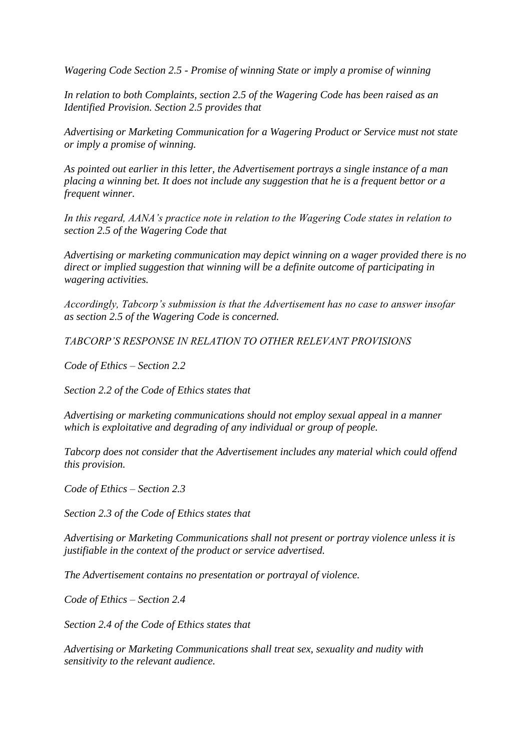*Wagering Code Section 2.5 - Promise of winning State or imply a promise of winning*

*In relation to both Complaints, section 2.5 of the Wagering Code has been raised as an Identified Provision. Section 2.5 provides that*

*Advertising or Marketing Communication for a Wagering Product or Service must not state or imply a promise of winning.*

*As pointed out earlier in this letter, the Advertisement portrays a single instance of a man placing a winning bet. It does not include any suggestion that he is a frequent bettor or a frequent winner.*

*In this regard, AANA's practice note in relation to the Wagering Code states in relation to section 2.5 of the Wagering Code that*

*Advertising or marketing communication may depict winning on a wager provided there is no direct or implied suggestion that winning will be a definite outcome of participating in wagering activities.*

*Accordingly, Tabcorp's submission is that the Advertisement has no case to answer insofar as section 2.5 of the Wagering Code is concerned.*

*TABCORP'S RESPONSE IN RELATION TO OTHER RELEVANT PROVISIONS*

*Code of Ethics – Section 2.2*

*Section 2.2 of the Code of Ethics states that*

*Advertising or marketing communications should not employ sexual appeal in a manner which is exploitative and degrading of any individual or group of people.*

*Tabcorp does not consider that the Advertisement includes any material which could offend this provision.*

*Code of Ethics – Section 2.3*

*Section 2.3 of the Code of Ethics states that*

*Advertising or Marketing Communications shall not present or portray violence unless it is justifiable in the context of the product or service advertised.*

*The Advertisement contains no presentation or portrayal of violence.*

*Code of Ethics – Section 2.4*

*Section 2.4 of the Code of Ethics states that*

*Advertising or Marketing Communications shall treat sex, sexuality and nudity with sensitivity to the relevant audience.*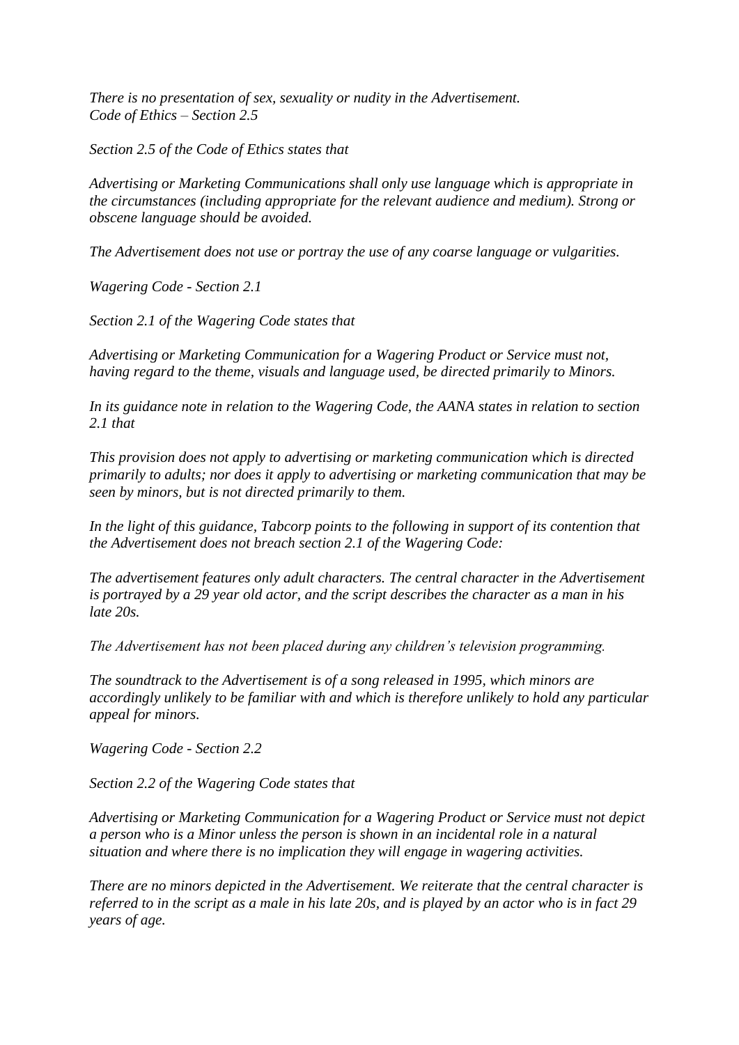*There is no presentation of sex, sexuality or nudity in the Advertisement.*
*Code of Ethics – Section 2.5*

*Section 2.5 of the Code of Ethics states that*

*Advertising or Marketing Communications shall only use language which is appropriate in the circumstances (including appropriate for the relevant audience and medium). Strong or obscene language should be avoided.*

*The Advertisement does not use or portray the use of any coarse language or vulgarities.*

*Wagering Code - Section 2.1*

*Section 2.1 of the Wagering Code states that*

*Advertising or Marketing Communication for a Wagering Product or Service must not, having regard to the theme, visuals and language used, be directed primarily to Minors.*

*In its guidance note in relation to the Wagering Code, the AANA states in relation to section 2.1 that*

*This provision does not apply to advertising or marketing communication which is directed primarily to adults; nor does it apply to advertising or marketing communication that may be seen by minors, but is not directed primarily to them.*

*In the light of this guidance, Tabcorp points to the following in support of its contention that the Advertisement does not breach section 2.1 of the Wagering Code:*

*The advertisement features only adult characters. The central character in the Advertisement is portrayed by a 29 year old actor, and the script describes the character as a man in his late 20s.*

*The Advertisement has not been placed during any children's television programming.*

*The soundtrack to the Advertisement is of a song released in 1995, which minors are accordingly unlikely to be familiar with and which is therefore unlikely to hold any particular appeal for minors.*

*Wagering Code - Section 2.2*

*Section 2.2 of the Wagering Code states that*

*Advertising or Marketing Communication for a Wagering Product or Service must not depict a person who is a Minor unless the person is shown in an incidental role in a natural situation and where there is no implication they will engage in wagering activities.*

*There are no minors depicted in the Advertisement. We reiterate that the central character is referred to in the script as a male in his late 20s, and is played by an actor who is in fact 29 years of age.*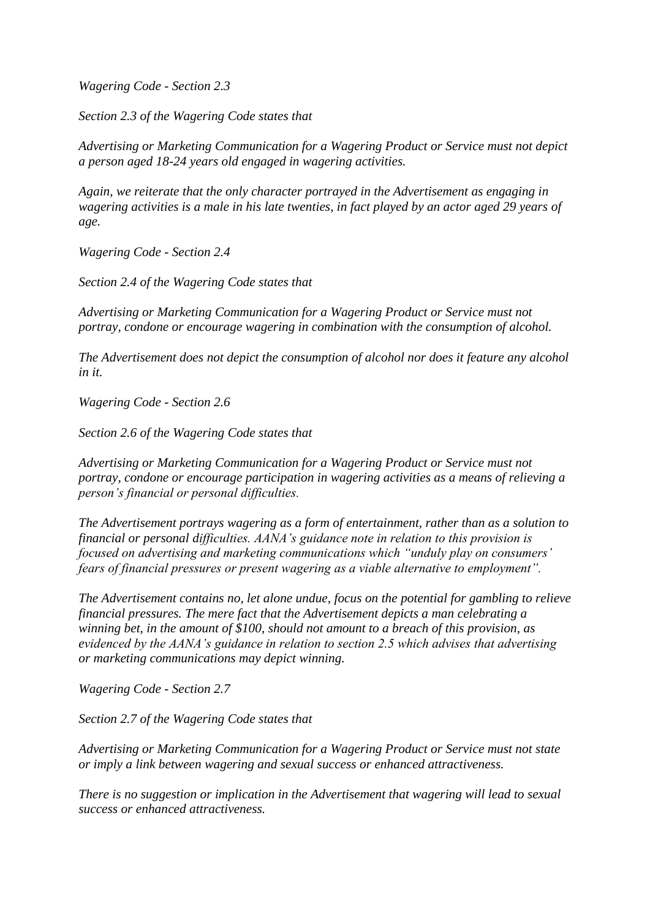*Wagering Code - Section 2.3*

*Section 2.3 of the Wagering Code states that*

*Advertising or Marketing Communication for a Wagering Product or Service must not depict a person aged 18-24 years old engaged in wagering activities.*

*Again, we reiterate that the only character portrayed in the Advertisement as engaging in wagering activities is a male in his late twenties, in fact played by an actor aged 29 years of age.*

*Wagering Code - Section 2.4*

*Section 2.4 of the Wagering Code states that*

*Advertising or Marketing Communication for a Wagering Product or Service must not portray, condone or encourage wagering in combination with the consumption of alcohol.*

*The Advertisement does not depict the consumption of alcohol nor does it feature any alcohol in it.*

*Wagering Code - Section 2.6*

*Section 2.6 of the Wagering Code states that*

*Advertising or Marketing Communication for a Wagering Product or Service must not portray, condone or encourage participation in wagering activities as a means of relieving a person's financial or personal difficulties.*

*The Advertisement portrays wagering as a form of entertainment, rather than as a solution to financial or personal difficulties. AANA's guidance note in relation to this provision is focused on advertising and marketing communications which "unduly play on consumers' fears of financial pressures or present wagering as a viable alternative to employment".*

*The Advertisement contains no, let alone undue, focus on the potential for gambling to relieve financial pressures. The mere fact that the Advertisement depicts a man celebrating a winning bet, in the amount of $100, should not amount to a breach of this provision, as evidenced by the AANA's guidance in relation to section 2.5 which advises that advertising or marketing communications may depict winning.*

*Wagering Code - Section 2.7*

*Section 2.7 of the Wagering Code states that*

*Advertising or Marketing Communication for a Wagering Product or Service must not state or imply a link between wagering and sexual success or enhanced attractiveness.*

*There is no suggestion or implication in the Advertisement that wagering will lead to sexual success or enhanced attractiveness.*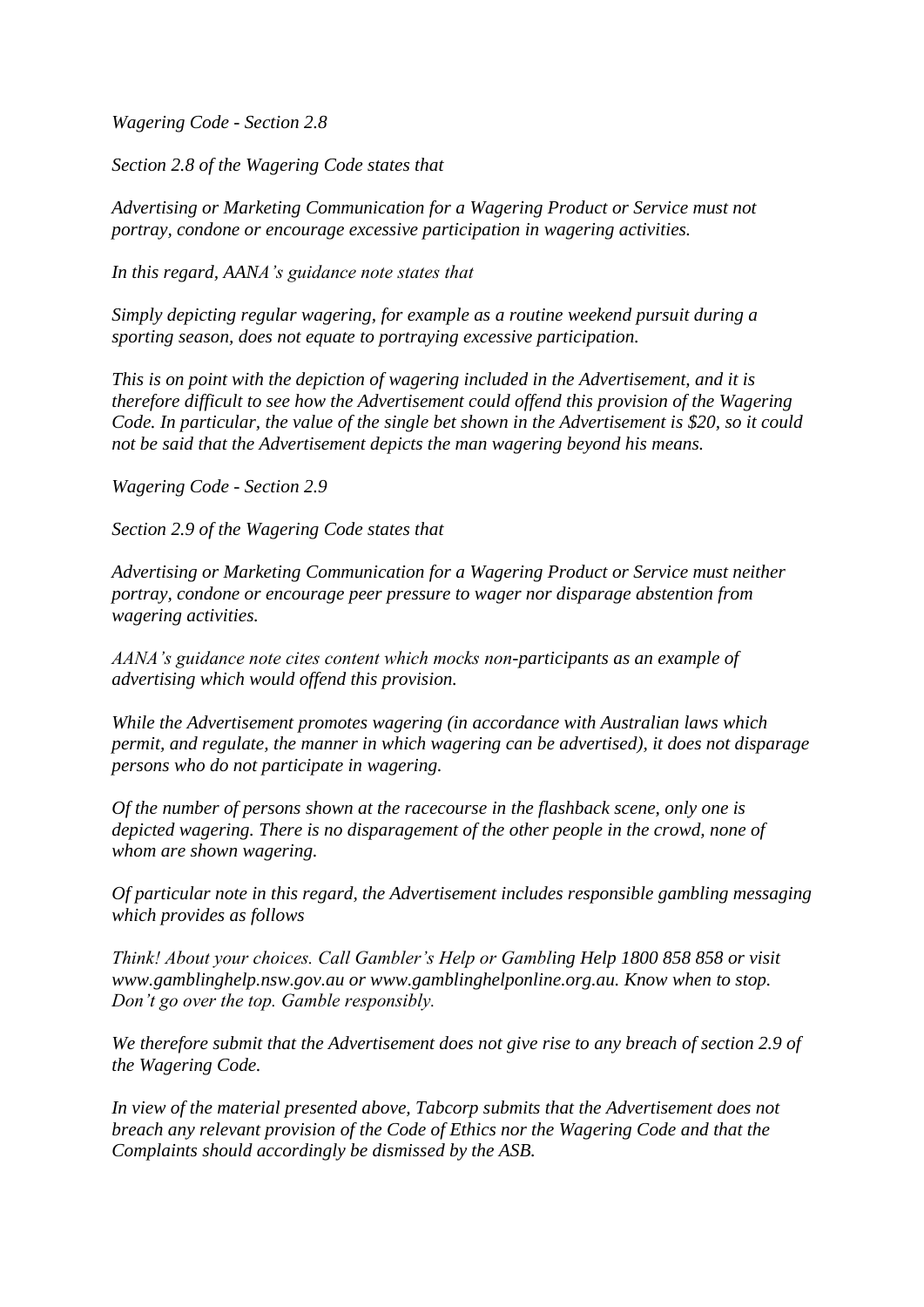*Wagering Code - Section 2.8*

*Section 2.8 of the Wagering Code states that*

*Advertising or Marketing Communication for a Wagering Product or Service must not portray, condone or encourage excessive participation in wagering activities.*

*In this regard, AANA's guidance note states that*

*Simply depicting regular wagering, for example as a routine weekend pursuit during a sporting season, does not equate to portraying excessive participation.*

*This is on point with the depiction of wagering included in the Advertisement, and it is therefore difficult to see how the Advertisement could offend this provision of the Wagering Code. In particular, the value of the single bet shown in the Advertisement is $20, so it could not be said that the Advertisement depicts the man wagering beyond his means.*

*Wagering Code - Section 2.9*

*Section 2.9 of the Wagering Code states that*

*Advertising or Marketing Communication for a Wagering Product or Service must neither portray, condone or encourage peer pressure to wager nor disparage abstention from wagering activities.*

*AANA's guidance note cites content which mocks non-participants as an example of advertising which would offend this provision.*

*While the Advertisement promotes wagering (in accordance with Australian laws which permit, and regulate, the manner in which wagering can be advertised), it does not disparage persons who do not participate in wagering.*

*Of the number of persons shown at the racecourse in the flashback scene, only one is depicted wagering. There is no disparagement of the other people in the crowd, none of whom are shown wagering.*

*Of particular note in this regard, the Advertisement includes responsible gambling messaging which provides as follows*

*Think! About your choices. Call Gambler's Help or Gambling Help 1800 858 858 or visit www.gamblinghelp.nsw.gov.au or www.gamblinghelponline.org.au. Know when to stop. Don't go over the top. Gamble responsibly.*

*We therefore submit that the Advertisement does not give rise to any breach of section 2.9 of the Wagering Code.*

*In view of the material presented above, Tabcorp submits that the Advertisement does not breach any relevant provision of the Code of Ethics nor the Wagering Code and that the Complaints should accordingly be dismissed by the ASB.*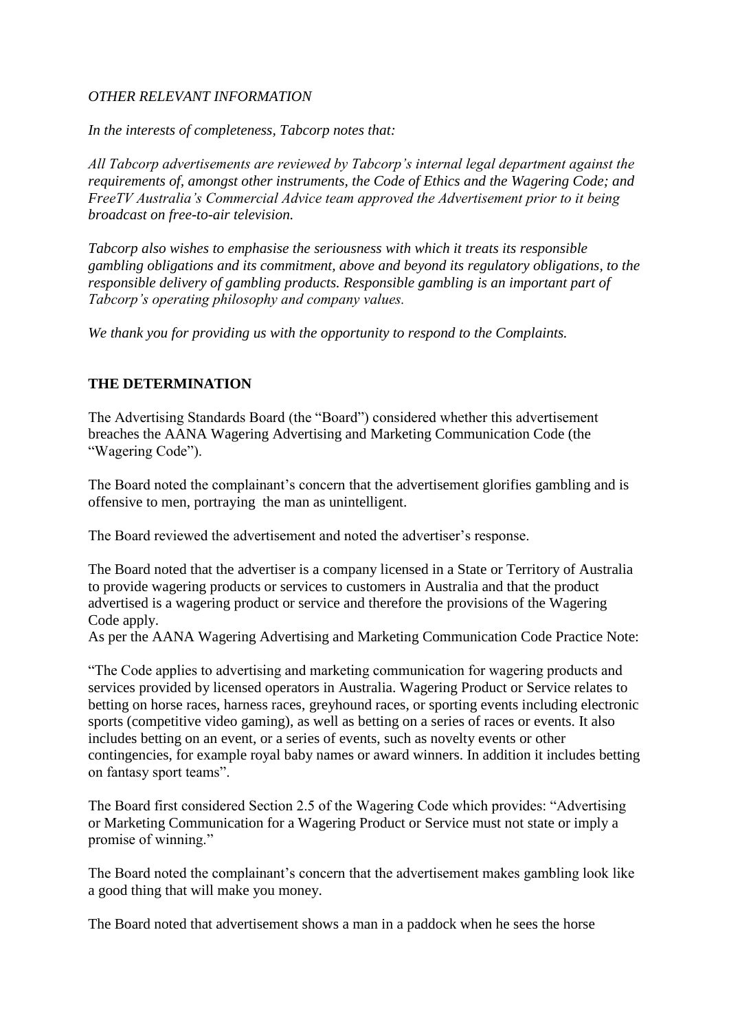*OTHER RELEVANT INFORMATION*

*In the interests of completeness, Tabcorp notes that:*

*All Tabcorp advertisements are reviewed by Tabcorp's internal legal department against the requirements of, amongst other instruments, the Code of Ethics and the Wagering Code; and FreeTV Australia's Commercial Advice team approved the Advertisement prior to it being broadcast on free-to-air television.*

*Tabcorp also wishes to emphasise the seriousness with which it treats its responsible gambling obligations and its commitment, above and beyond its regulatory obligations, to the responsible delivery of gambling products. Responsible gambling is an important part of Tabcorp's operating philosophy and company values.*

*We thank you for providing us with the opportunity to respond to the Complaints.*

**THE DETERMINATION**

The Advertising Standards Board (the "Board") considered whether this advertisement breaches the AANA Wagering Advertising and Marketing Communication Code (the "Wagering Code").

The Board noted the complainant's concern that the advertisement glorifies gambling and is offensive to men, portraying the man as unintelligent.

The Board reviewed the advertisement and noted the advertiser's response.

The Board noted that the advertiser is a company licensed in a State or Territory of Australia to provide wagering products or services to customers in Australia and that the product advertised is a wagering product or service and therefore the provisions of the Wagering Code apply.
As per the AANA Wagering Advertising and Marketing Communication Code Practice Note:

"The Code applies to advertising and marketing communication for wagering products and services provided by licensed operators in Australia. Wagering Product or Service relates to betting on horse races, harness races, greyhound races, or sporting events including electronic sports (competitive video gaming), as well as betting on a series of races or events. It also includes betting on an event, or a series of events, such as novelty events or other contingencies, for example royal baby names or award winners. In addition it includes betting on fantasy sport teams".

The Board first considered Section 2.5 of the Wagering Code which provides: "Advertising or Marketing Communication for a Wagering Product or Service must not state or imply a promise of winning."

The Board noted the complainant's concern that the advertisement makes gambling look like a good thing that will make you money.

The Board noted that advertisement shows a man in a paddock when he sees the horse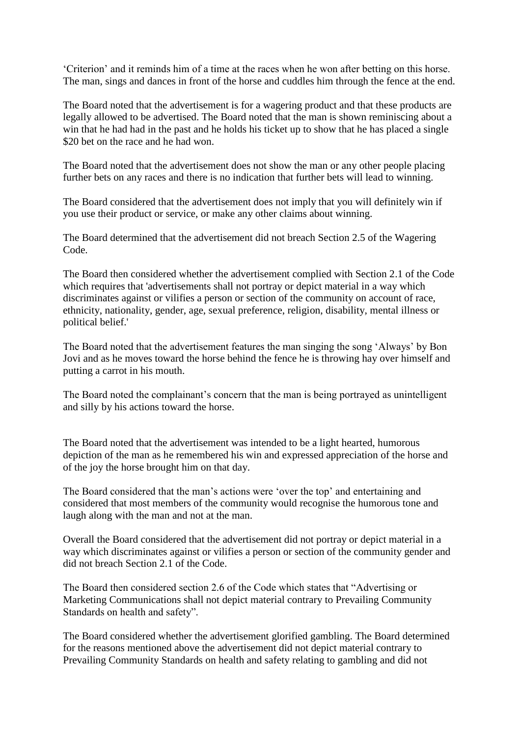'Criterion' and it reminds him of a time at the races when he won after betting on this horse. The man, sings and dances in front of the horse and cuddles him through the fence at the end.

The Board noted that the advertisement is for a wagering product and that these products are legally allowed to be advertised. The Board noted that the man is shown reminiscing about a win that he had had in the past and he holds his ticket up to show that he has placed a single $20 bet on the race and he had won.

The Board noted that the advertisement does not show the man or any other people placing further bets on any races and there is no indication that further bets will lead to winning.

The Board considered that the advertisement does not imply that you will definitely win if you use their product or service, or make any other claims about winning.

The Board determined that the advertisement did not breach Section 2.5 of the Wagering Code.

The Board then considered whether the advertisement complied with Section 2.1 of the Code which requires that 'advertisements shall not portray or depict material in a way which discriminates against or vilifies a person or section of the community on account of race, ethnicity, nationality, gender, age, sexual preference, religion, disability, mental illness or political belief.'

The Board noted that the advertisement features the man singing the song 'Always' by Bon Jovi and as he moves toward the horse behind the fence he is throwing hay over himself and putting a carrot in his mouth.

The Board noted the complainant's concern that the man is being portrayed as unintelligent and silly by his actions toward the horse.

The Board noted that the advertisement was intended to be a light hearted, humorous depiction of the man as he remembered his win and expressed appreciation of the horse and of the joy the horse brought him on that day.

The Board considered that the man's actions were 'over the top' and entertaining and considered that most members of the community would recognise the humorous tone and laugh along with the man and not at the man.

Overall the Board considered that the advertisement did not portray or depict material in a way which discriminates against or vilifies a person or section of the community gender and did not breach Section 2.1 of the Code.

The Board then considered section 2.6 of the Code which states that "Advertising or Marketing Communications shall not depict material contrary to Prevailing Community Standards on health and safety".

The Board considered whether the advertisement glorified gambling. The Board determined for the reasons mentioned above the advertisement did not depict material contrary to Prevailing Community Standards on health and safety relating to gambling and did not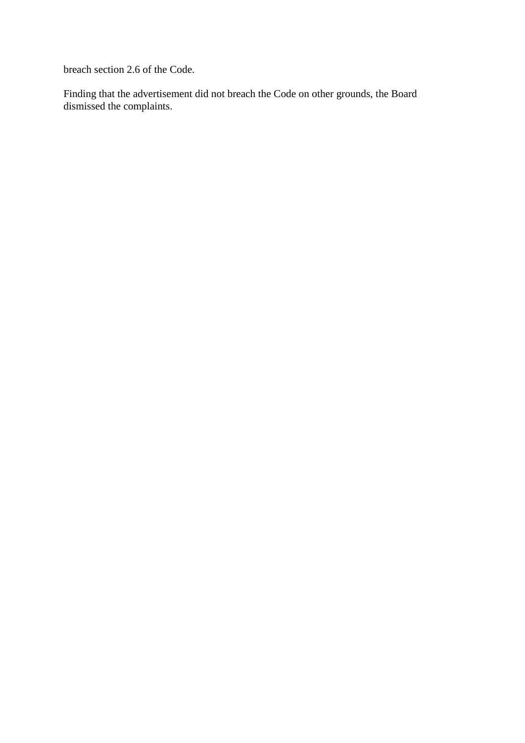breach section 2.6 of the Code.

Finding that the advertisement did not breach the Code on other grounds, the Board dismissed the complaints.